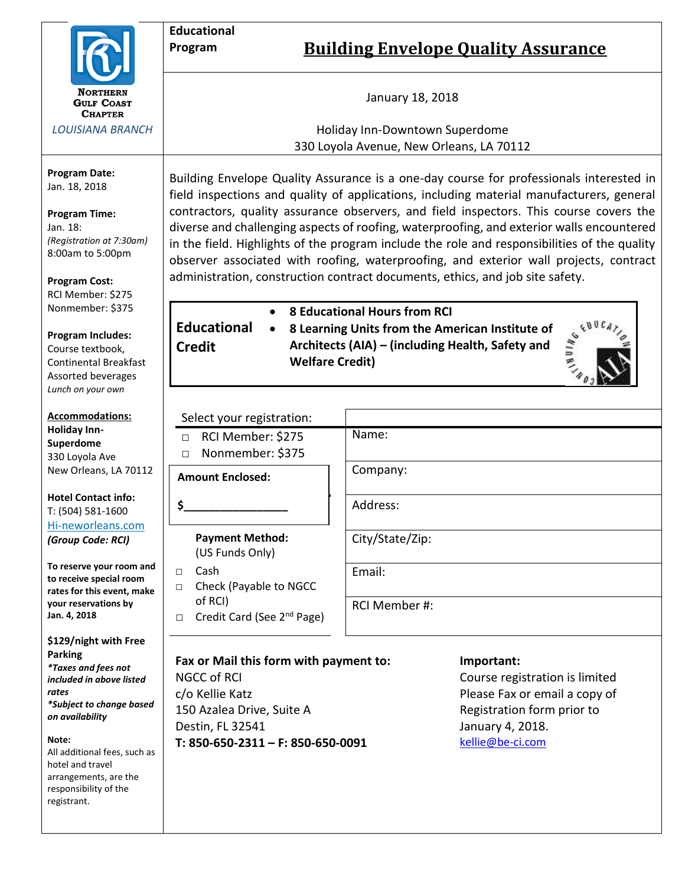**NORTHERN GULF COAST CHAPTER**

*LOUISIANA BRANCH*

**Educational Program**

# Building Envelope Quality Assurance

January 18, 2018

Holiday Inn-Downtown Superdome
330 Loyola Avenue, New Orleans, LA 70112

**Program Date:**
Jan. 18, 2018

**Program Time:**
Jan. 18:
*(Registration at 7:30am)*
8:00am to 5:00pm

**Program Cost:**
RCI Member: $275
Nonmember: $375

**Program Includes:**
Course textbook,
Continental Breakfast
Assorted beverages
*Lunch on your own*

**Accommodations:**
**Holiday Inn-Superdome**
330 Loyola Ave
New Orleans, LA 70112

**Hotel Contact info:**
T: (504) 581-1600
Hi-neworleans.com
***(Group Code: RCI)***

**To reserve your room and to receive special room rates for this event, make your reservations by Jan. 4, 2018**

**$129/night with Free Parking**
***\*Taxes and fees not included in above listed rates***
***\*Subject to change based on availability***

**Note:**
All additional fees, such as hotel and travel arrangements, are the responsibility of the registrant.

Building Envelope Quality Assurance is a one-day course for professionals interested in field inspections and quality of applications, including material manufacturers, general contractors, quality assurance observers, and field inspectors. This course covers the diverse and challenging aspects of roofing, waterproofing, and exterior walls encountered in the field. Highlights of the program include the role and responsibilities of the quality observer associated with roofing, waterproofing, and exterior wall projects, contract administration, construction contract documents, ethics, and job site safety.

**Educational Credit**

- **8 Educational Hours from RCI**
- **8 Learning Units from the American Institute of Architects (AIA) – (including Health, Safety and Welfare Credit)**

Select your registration:

- □ RCI Member: $275
- □ Nonmember: $375

**Amount Enclosed:**

**$_______________**

**Payment Method:** (US Funds Only)

- □ Cash
- □ Check (Payable to NGCC of RCI)
- □ Credit Card (See 2nd Page)

| |
|---|
| Name: |
| Company: |
| Address: |
| City/State/Zip: |
| Email: |
| RCI Member #: |

**Fax or Mail this form with payment to:**
NGCC of RCI
c/o Kellie Katz
150 Azalea Drive, Suite A
Destin, FL 32541
**T: 850-650-2311 – F: 850-650-0091**

**Important:**
Course registration is limited
Please Fax or email a copy of Registration form prior to January 4, 2018.
kellie@be-ci.com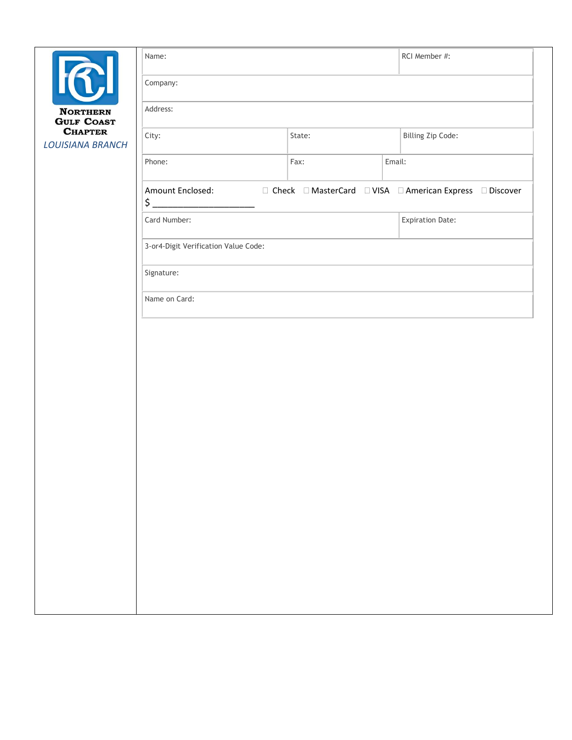**NORTHERN GULF COAST CHAPTER**

*LOUISIANA BRANCH*

| | | | |
|---|---|---|---|
| Name: | | | RCI Member #: |
| Company: | | | |
| Address: | | | |
| City: | State: | | Billing Zip Code: |
| Phone: | Fax: | Email: | |
| Amount Enclosed: $ ____________________ | ☐ Check ☐ MasterCard ☐ VISA ☐ American Express ☐ Discover | | |
| Card Number: | | | Expiration Date: |
| 3-or4-Digit Verification Value Code: | | | |
| Signature: | | | |
| Name on Card: | | | |